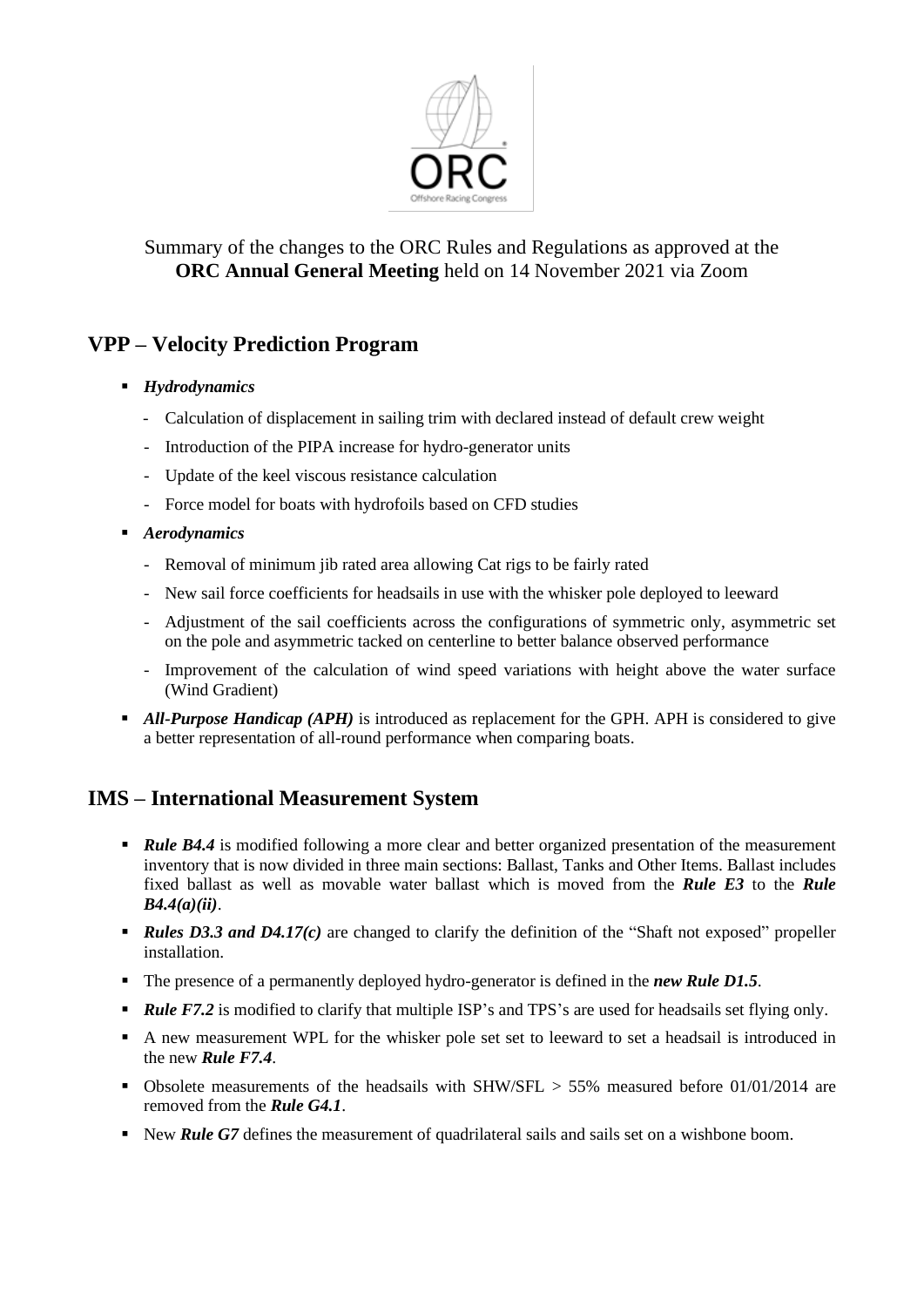Summary of the changes to the ORC Rules and Regulations as approved at the **ORC Annual General Meeting** held on 14 November 2021 via Zoom

## VPP – Velocity Prediction Program

- ***Hydrodynamics***
  - Calculation of displacement in sailing trim with declared instead of default crew weight
  - Introduction of the PIPA increase for hydro-generator units
  - Update of the keel viscous resistance calculation
  - Force model for boats with hydrofoils based on CFD studies
- ***Aerodynamics***
  - Removal of minimum jib rated area allowing Cat rigs to be fairly rated
  - New sail force coefficients for headsails in use with the whisker pole deployed to leeward
  - Adjustment of the sail coefficients across the configurations of symmetric only, asymmetric set on the pole and asymmetric tacked on centerline to better balance observed performance
  - Improvement of the calculation of wind speed variations with height above the water surface (Wind Gradient)
- ***All-Purpose Handicap (APH)*** is introduced as replacement for the GPH. APH is considered to give a better representation of all-round performance when comparing boats.

## IMS – International Measurement System

- ***Rule B4.4*** is modified following a more clear and better organized presentation of the measurement inventory that is now divided in three main sections: Ballast, Tanks and Other Items. Ballast includes fixed ballast as well as movable water ballast which is moved from the ***Rule E3*** to the ***Rule B4.4(a)(ii)***.
- ***Rules D3.3 and D4.17(c)*** are changed to clarify the definition of the "Shaft not exposed" propeller installation.
- The presence of a permanently deployed hydro-generator is defined in the ***new Rule D1.5***.
- ***Rule F7.2*** is modified to clarify that multiple ISP's and TPS's are used for headsails set flying only.
- A new measurement WPL for the whisker pole set set to leeward to set a headsail is introduced in the new ***Rule F7.4***.
- Obsolete measurements of the headsails with SHW/SFL > 55% measured before 01/01/2014 are removed from the ***Rule G4.1***.
- New ***Rule G7*** defines the measurement of quadrilateral sails and sails set on a wishbone boom.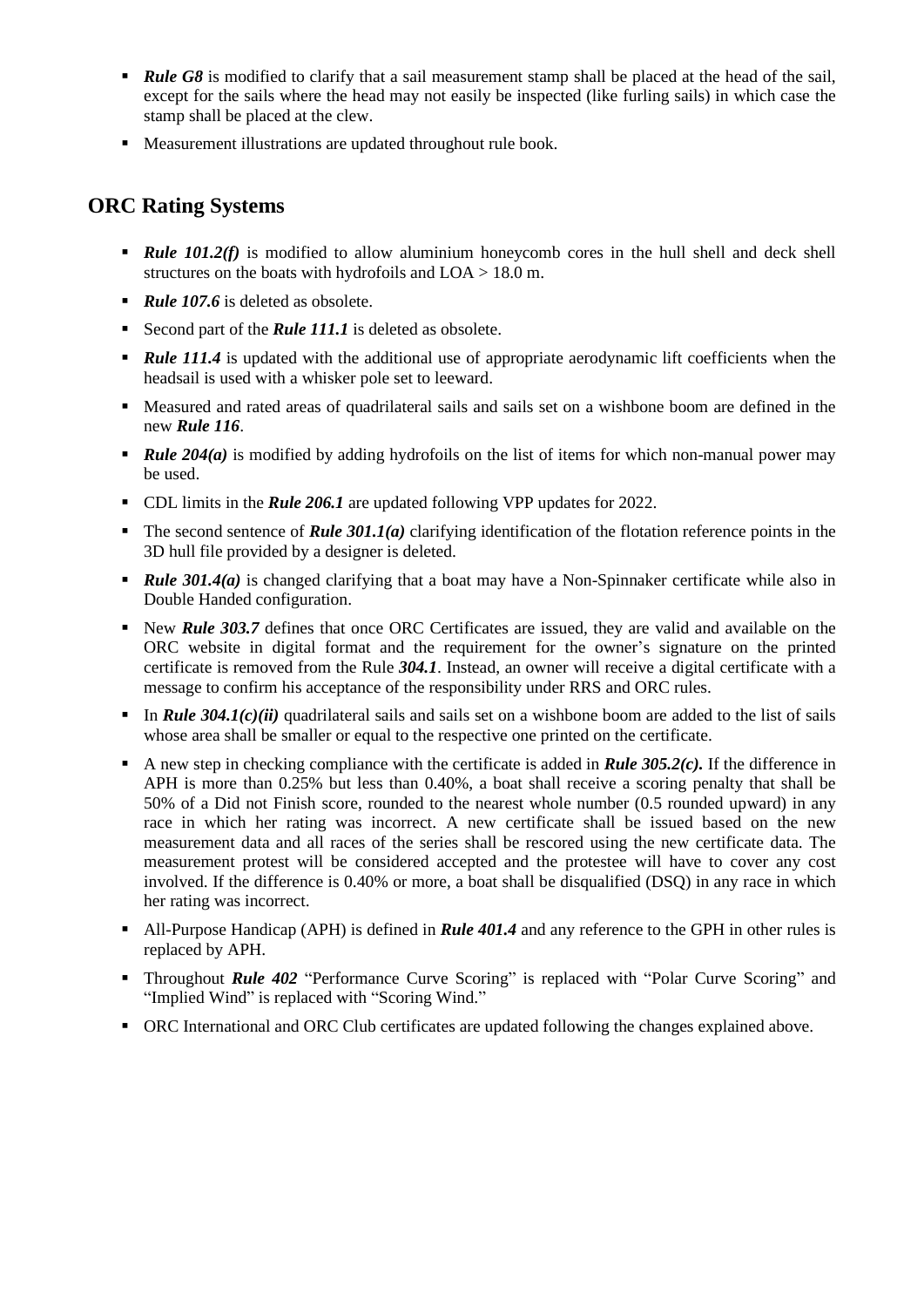- ***Rule G8*** is modified to clarify that a sail measurement stamp shall be placed at the head of the sail, except for the sails where the head may not easily be inspected (like furling sails) in which case the stamp shall be placed at the clew.
- Measurement illustrations are updated throughout rule book.

## ORC Rating Systems

- ***Rule 101.2(f)*** is modified to allow aluminium honeycomb cores in the hull shell and deck shell structures on the boats with hydrofoils and LOA > 18.0 m.
- ***Rule 107.6*** is deleted as obsolete.
- Second part of the ***Rule 111.1*** is deleted as obsolete.
- ***Rule 111.4*** is updated with the additional use of appropriate aerodynamic lift coefficients when the headsail is used with a whisker pole set to leeward.
- Measured and rated areas of quadrilateral sails and sails set on a wishbone boom are defined in the new ***Rule 116***.
- ***Rule 204(a)*** is modified by adding hydrofoils on the list of items for which non-manual power may be used.
- CDL limits in the ***Rule 206.1*** are updated following VPP updates for 2022.
- The second sentence of ***Rule 301.1(a)*** clarifying identification of the flotation reference points in the 3D hull file provided by a designer is deleted.
- ***Rule 301.4(a)*** is changed clarifying that a boat may have a Non-Spinnaker certificate while also in Double Handed configuration.
- New ***Rule 303.7*** defines that once ORC Certificates are issued, they are valid and available on the ORC website in digital format and the requirement for the owner's signature on the printed certificate is removed from the Rule ***304.1***. Instead, an owner will receive a digital certificate with a message to confirm his acceptance of the responsibility under RRS and ORC rules.
- In ***Rule 304.1(c)(ii)*** quadrilateral sails and sails set on a wishbone boom are added to the list of sails whose area shall be smaller or equal to the respective one printed on the certificate.
- A new step in checking compliance with the certificate is added in ***Rule 305.2(c).*** If the difference in APH is more than 0.25% but less than 0.40%, a boat shall receive a scoring penalty that shall be 50% of a Did not Finish score, rounded to the nearest whole number (0.5 rounded upward) in any race in which her rating was incorrect. A new certificate shall be issued based on the new measurement data and all races of the series shall be rescored using the new certificate data. The measurement protest will be considered accepted and the protestee will have to cover any cost involved. If the difference is 0.40% or more, a boat shall be disqualified (DSQ) in any race in which her rating was incorrect.
- All-Purpose Handicap (APH) is defined in ***Rule 401.4*** and any reference to the GPH in other rules is replaced by APH.
- Throughout ***Rule 402*** "Performance Curve Scoring" is replaced with "Polar Curve Scoring" and "Implied Wind" is replaced with "Scoring Wind."
- ORC International and ORC Club certificates are updated following the changes explained above.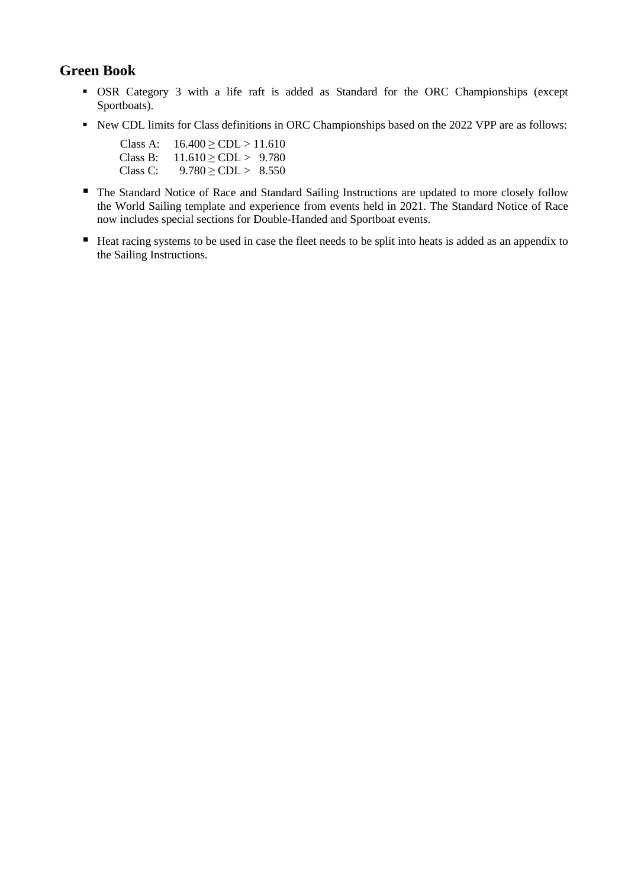## Green Book

- OSR Category 3 with a life raft is added as Standard for the ORC Championships (except Sportboats).
- New CDL limits for Class definitions in ORC Championships based on the 2022 VPP are as follows:

  Class A: $16.400 \geq CDL > 11.610$
  Class B: $11.610 \geq CDL > 9.780$
  Class C: $9.780 \geq CDL > 8.550$

- The Standard Notice of Race and Standard Sailing Instructions are updated to more closely follow the World Sailing template and experience from events held in 2021. The Standard Notice of Race now includes special sections for Double-Handed and Sportboat events.
- Heat racing systems to be used in case the fleet needs to be split into heats is added as an appendix to the Sailing Instructions.